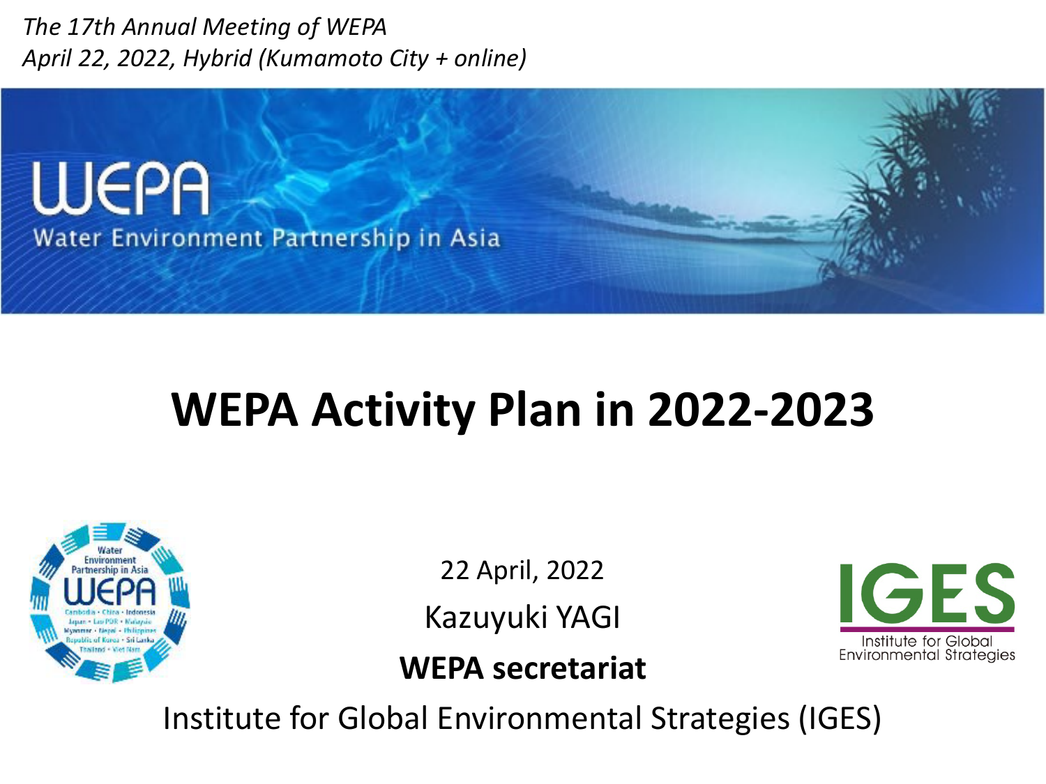*The 17th Annual Meeting of WEPA*
*April 22, 2022, Hybrid (Kumamoto City + online)*

WEPA
Water Environment Partnership in Asia

# WEPA Activity Plan in 2022-2023

22 April, 2022

Kazuyuki YAGI

**WEPA secretariat**

Institute for Global Environmental Strategies (IGES)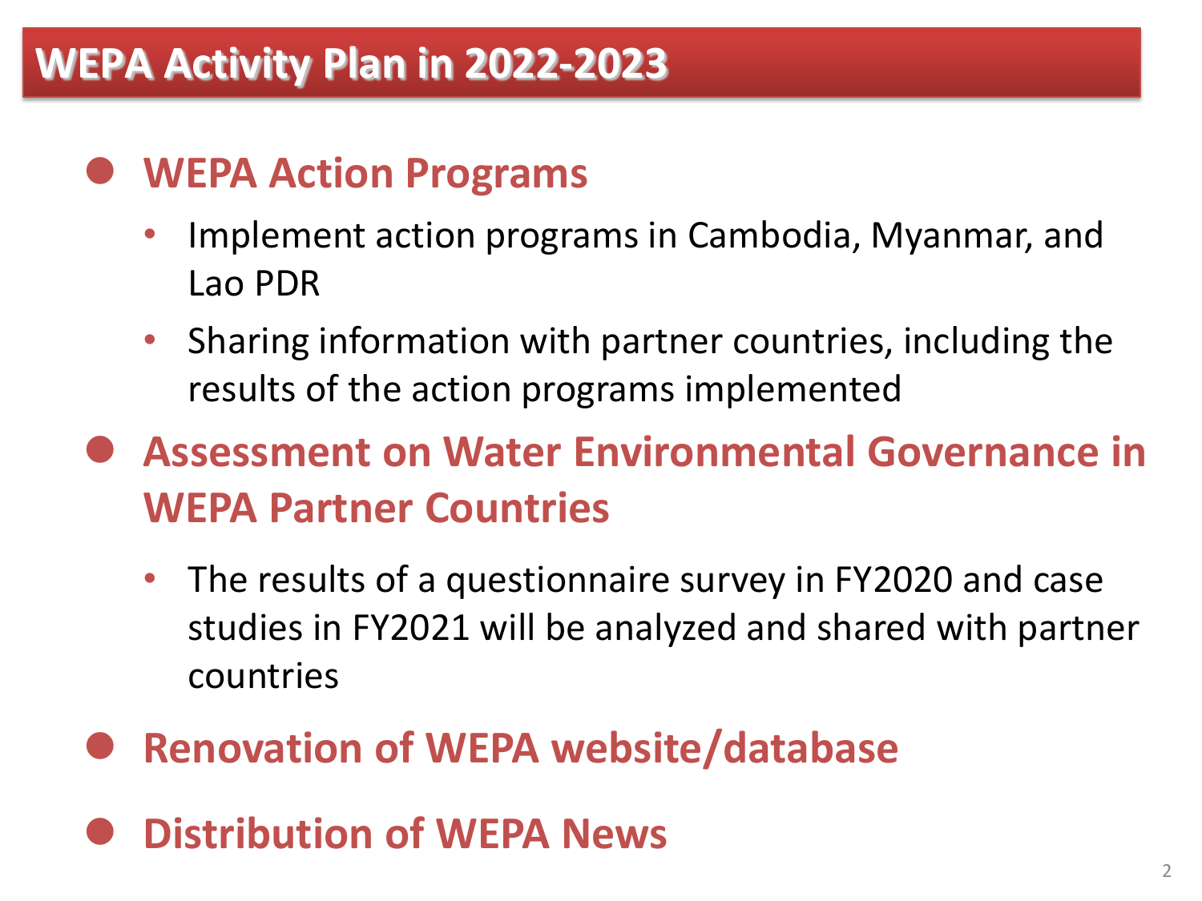# WEPA Activity Plan in 2022-2023

## WEPA Action Programs

- Implement action programs in Cambodia, Myanmar, and Lao PDR
- Sharing information with partner countries, including the results of the action programs implemented

## Assessment on Water Environmental Governance in WEPA Partner Countries

- The results of a questionnaire survey in FY2020 and case studies in FY2021 will be analyzed and shared with partner countries

## Renovation of WEPA website/database

## Distribution of WEPA News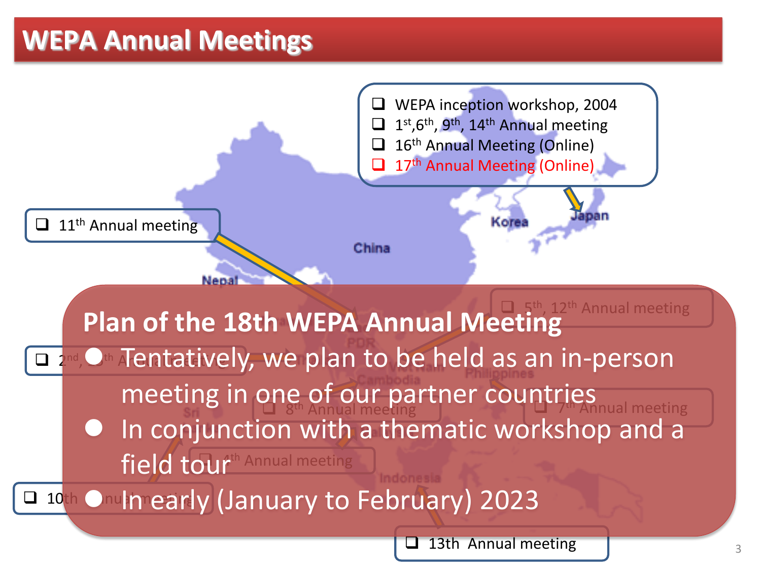# WEPA Annual Meetings

- WEPA inception workshop, 2004
- 1st, 6th, 9th, 14th Annual meeting
- 16th Annual Meeting (Online)
- 17th Annual Meeting (Online)

Japan

Korea

China

Nepal

- 11th Annual meeting
- 5th, 12th Annual meeting
- 2nd, 15th Annual meeting
- 8th Annual meeting
- 7th Annual meeting
- 4th Annual meeting
- 10th Annual meeting
- 13th Annual meeting

## Plan of the 18th WEPA Annual Meeting

- Tentatively, we plan to be held as an in-person meeting in one of our partner countries
- In conjunction with a thematic workshop and a field tour
- In early (January to February) 2023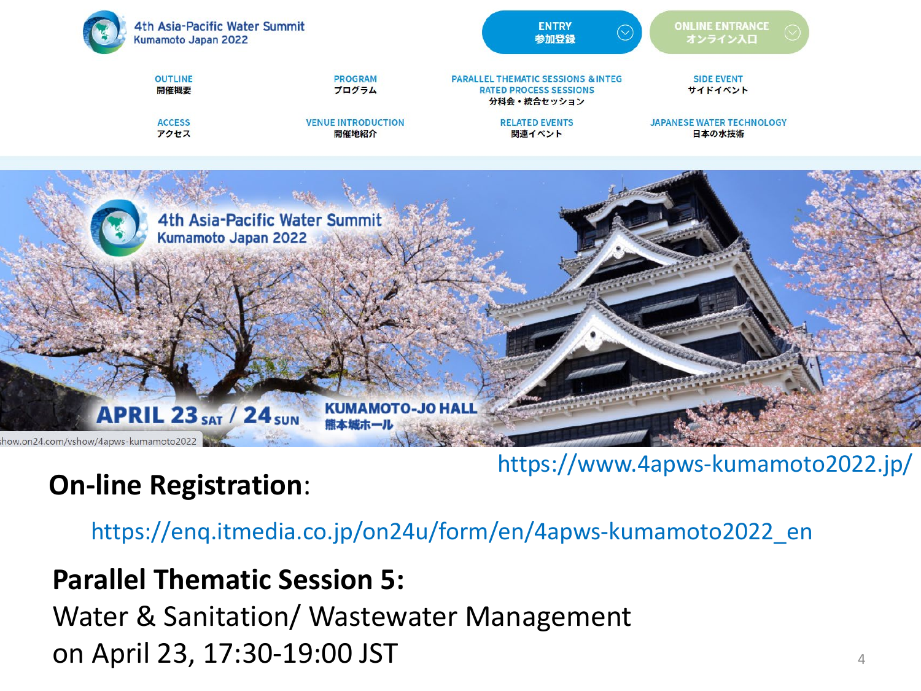4th Asia-Pacific Water Summit
Kumamoto Japan 2022

ENTRY 参加登録 | ONLINE ENTRANCE オンライン入口

OUTLINE 開催概要 | PROGRAM プログラム | PARALLEL THEMATIC SESSIONS &INTEGRATED PROCESS SESSIONS 分科会・統合セッション | SIDE EVENT サイドイベント

ACCESS アクセス | VENUE INTRODUCTION 開催地紹介 | RELATED EVENTS 関連イベント | JAPANESE WATER TECHNOLOGY 日本の水技術

4th Asia-Pacific Water Summit
Kumamoto Japan 2022

APRIL 23 SAT / 24 SUN
KUMAMOTO-JO HALL 熊本城ホール

show.on24.com/vshow/4apws-kumamoto2022

https://www.4apws-kumamoto2022.jp/

**On-line Registration**:

https://enq.itmedia.co.jp/on24u/form/en/4apws-kumamoto2022_en

**Parallel Thematic Session 5:**
Water & Sanitation/ Wastewater Management
on April 23, 17:30-19:00 JST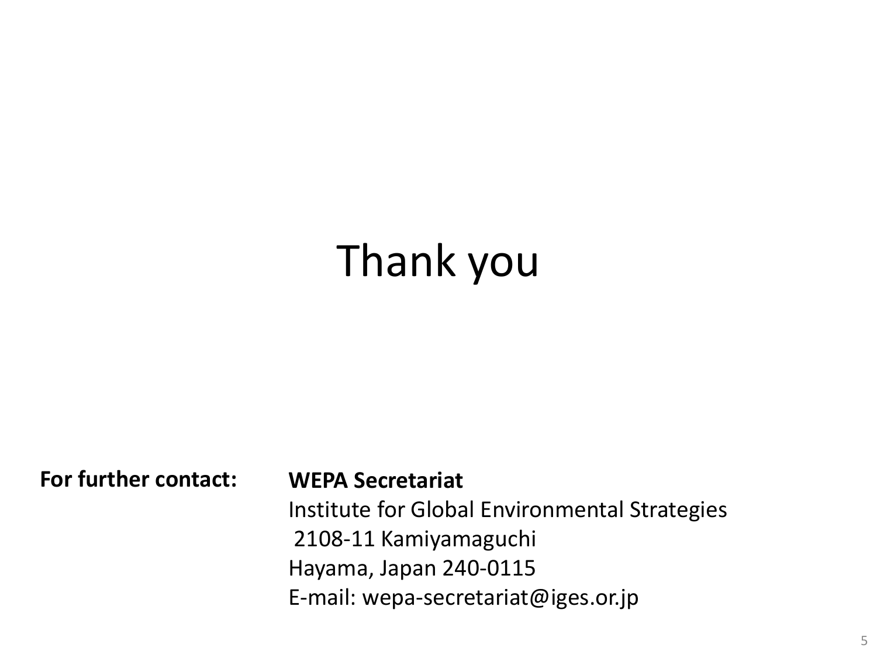# Thank you

**For further contact:**

**WEPA Secretariat**
Institute for Global Environmental Strategies
2108-11 Kamiyamaguchi
Hayama, Japan 240-0115
E-mail: wepa-secretariat@iges.or.jp